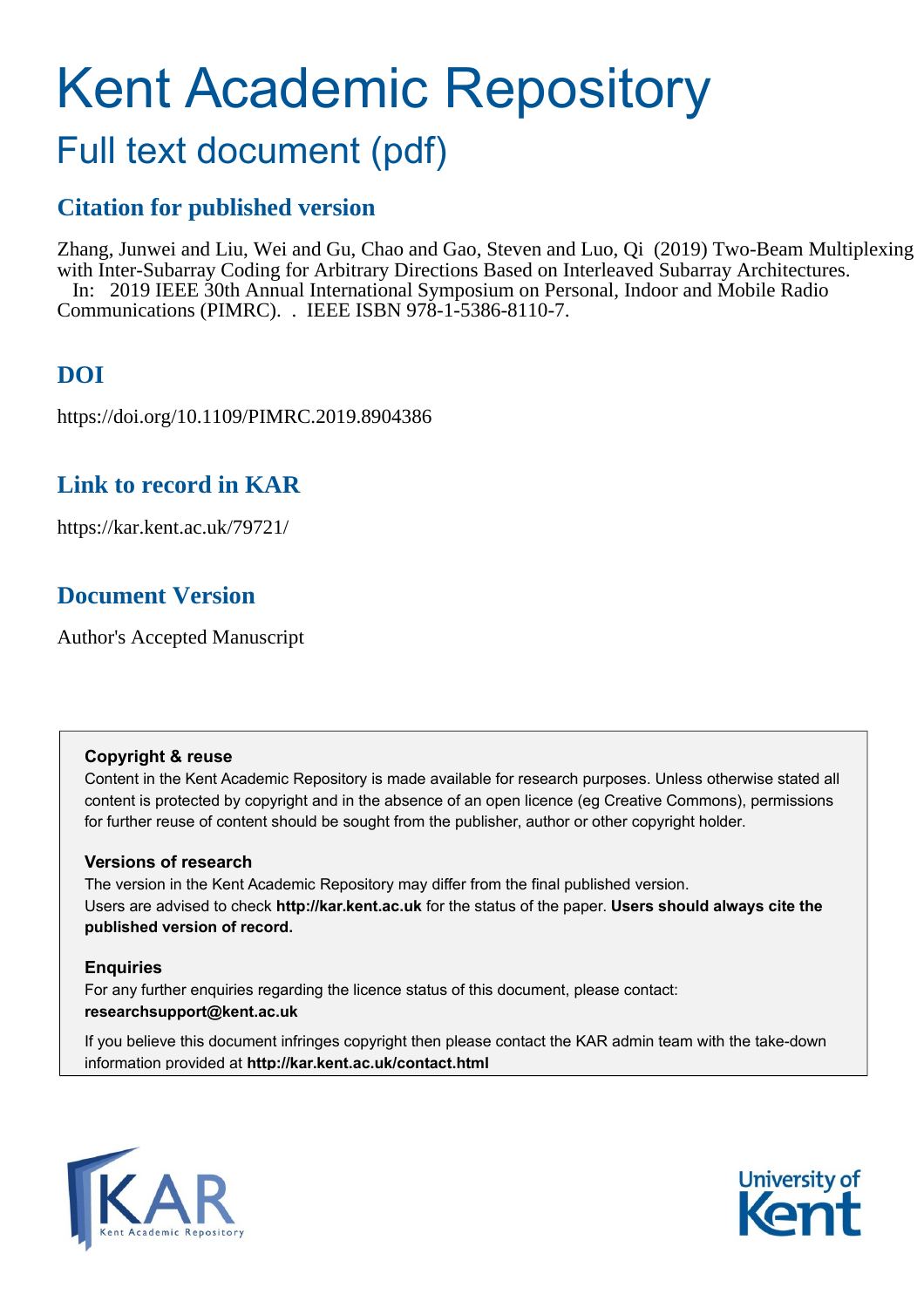# Kent Academic Repository

## Full text document (pdf)

### Citation for published version

Zhang, Junwei and Liu, Wei and Gu, Chao and Gao, Steven and Luo, Qi (2019) Two-Beam Multiplexing with Inter-Subarray Coding for Arbitrary Directions Based on Interleaved Subarray Architectures. In: 2019 IEEE 30th Annual International Symposium on Personal, Indoor and Mobile Radio Communications (PIMRC). . IEEE ISBN 978-1-5386-8110-7.

### DOI

https://doi.org/10.1109/PIMRC.2019.8904386

### Link to record in KAR

https://kar.kent.ac.uk/79721/

### Document Version

Author's Accepted Manuscript

**Copyright & reuse**

Content in the Kent Academic Repository is made available for research purposes. Unless otherwise stated all content is protected by copyright and in the absence of an open licence (eg Creative Commons), permissions for further reuse of content should be sought from the publisher, author or other copyright holder.

**Versions of research**

The version in the Kent Academic Repository may differ from the final published version. Users are advised to check **http://kar.kent.ac.uk** for the status of the paper. **Users should always cite the published version of record.**

**Enquiries**

For any further enquiries regarding the licence status of this document, please contact: **researchsupport@kent.ac.uk**

If you believe this document infringes copyright then please contact the KAR admin team with the take-down information provided at **http://kar.kent.ac.uk/contact.html**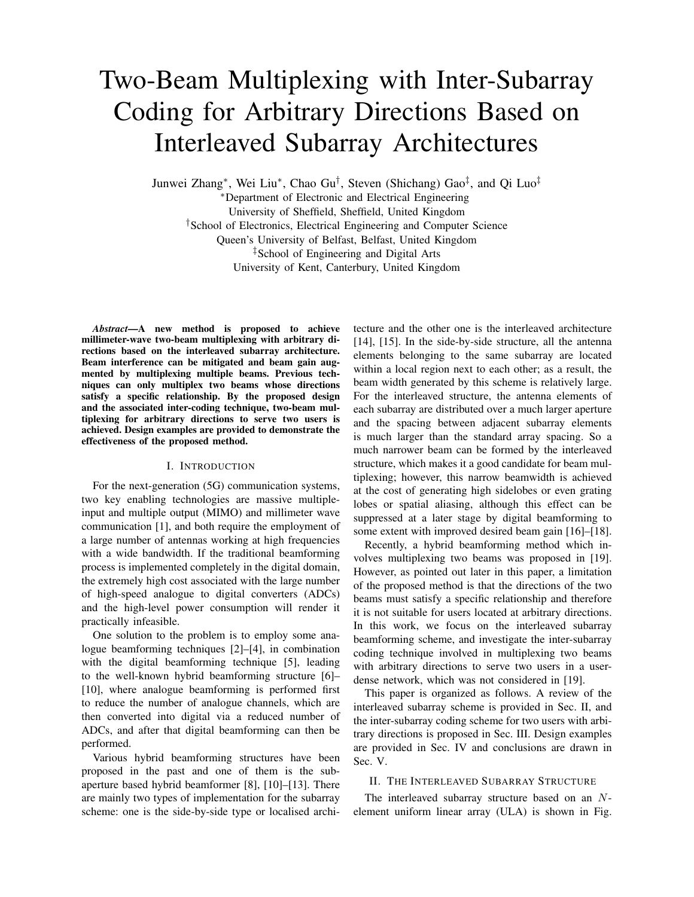# Two-Beam Multiplexing with Inter-Subarray Coding for Arbitrary Directions Based on Interleaved Subarray Architectures

Junwei Zhang[*], Wei Liu[*], Chao Gu[†], Steven (Shichang) Gao[‡], and Qi Luo[‡]

[*]Department of Electronic and Electrical Engineering
University of Sheffield, Sheffield, United Kingdom
[†]School of Electronics, Electrical Engineering and Computer Science
Queen's University of Belfast, Belfast, United Kingdom
[‡]School of Engineering and Digital Arts
University of Kent, Canterbury, United Kingdom

***Abstract*—A new method is proposed to achieve millimeter-wave two-beam multiplexing with arbitrary directions based on the interleaved subarray architecture. Beam interference can be mitigated and beam gain augmented by multiplexing multiple beams. Previous techniques can only multiplex two beams whose directions satisfy a specific relationship. By the proposed design and the associated inter-coding technique, two-beam multiplexing for arbitrary directions to serve two users is achieved. Design examples are provided to demonstrate the effectiveness of the proposed method.**

## I. Introduction

For the next-generation (5G) communication systems, two key enabling technologies are massive multiple-input and multiple output (MIMO) and millimeter wave communication [1], and both require the employment of a large number of antennas working at high frequencies with a wide bandwidth. If the traditional beamforming process is implemented completely in the digital domain, the extremely high cost associated with the large number of high-speed analogue to digital converters (ADCs) and the high-level power consumption will render it practically infeasible.

One solution to the problem is to employ some analogue beamforming techniques [2]–[4], in combination with the digital beamforming technique [5], leading to the well-known hybrid beamforming structure [6]–[10], where analogue beamforming is performed first to reduce the number of analogue channels, which are then converted into digital via a reduced number of ADCs, and after that digital beamforming can then be performed.

Various hybrid beamforming structures have been proposed in the past and one of them is the sub-aperture based hybrid beamformer [8], [10]–[13]. There are mainly two types of implementation for the subarray scheme: one is the side-by-side type or localised architecture and the other one is the interleaved architecture [14], [15]. In the side-by-side structure, all the antenna elements belonging to the same subarray are located within a local region next to each other; as a result, the beam width generated by this scheme is relatively large. For the interleaved structure, the antenna elements of each subarray are distributed over a much larger aperture and the spacing between adjacent subarray elements is much larger than the standard array spacing. So a much narrower beam can be formed by the interleaved structure, which makes it a good candidate for beam multiplexing; however, this narrow beamwidth is achieved at the cost of generating high sidelobes or even grating lobes or spatial aliasing, although this effect can be suppressed at a later stage by digital beamforming to some extent with improved desired beam gain [16]–[18].

Recently, a hybrid beamforming method which involves multiplexing two beams was proposed in [19]. However, as pointed out later in this paper, a limitation of the proposed method is that the directions of the two beams must satisfy a specific relationship and therefore it is not suitable for users located at arbitrary directions. In this work, we focus on the interleaved subarray beamforming scheme, and investigate the inter-subarray coding technique involved in multiplexing two beams with arbitrary directions to serve two users in a user-dense network, which was not considered in [19].

This paper is organized as follows. A review of the interleaved subarray scheme is provided in Sec. II, and the inter-subarray coding scheme for two users with arbitrary directions is proposed in Sec. III. Design examples are provided in Sec. IV and conclusions are drawn in Sec. V.

## II. The Interleaved Subarray Structure

The interleaved subarray structure based on an $N$-element uniform linear array (ULA) is shown in Fig.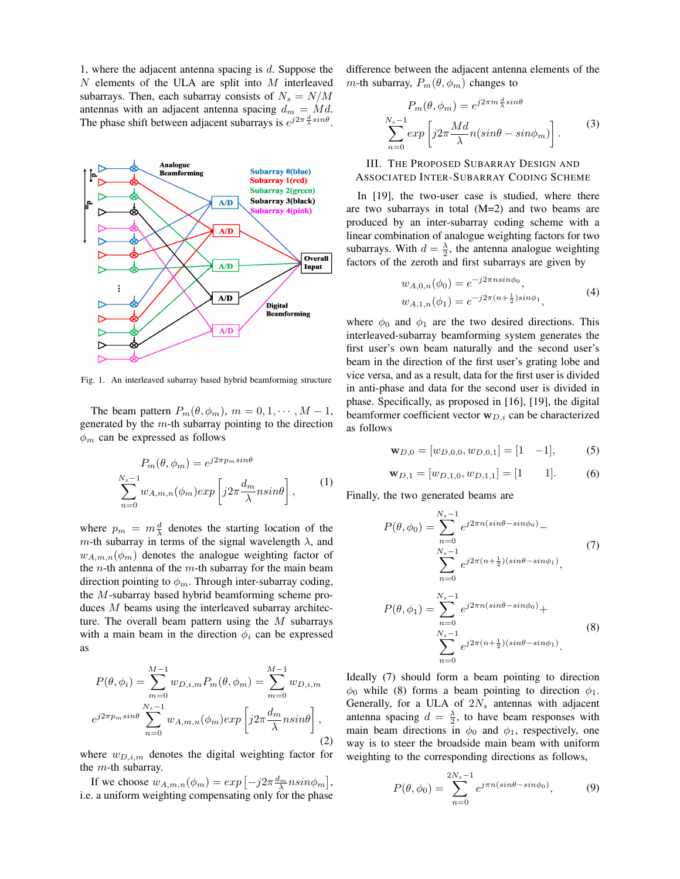1, where the adjacent antenna spacing is $d$. Suppose the $N$ elements of the ULA are split into $M$ interleaved subarrays. Then, each subarray consists of $N_s = N/M$ antennas with an adjacent antenna spacing $d_m = Md$. The phase shift between adjacent subarrays is $e^{j2\pi\frac{d}{\lambda}sin\theta}$.

Fig. 1. An interleaved subarray based hybrid beamforming structure

The beam pattern $P_m(\theta,\phi_m)$, $m = 0, 1, \cdots, M-1$, generated by the $m$-th subarray pointing to the direction $\phi_m$ can be expressed as follows

$$
P_m(\theta,\phi_m) = e^{j2\pi p_m sin\theta} \sum_{n=0}^{N_s-1} w_{A,m,n}(\phi_m) exp\left[j2\pi\frac{d_m}{\lambda}nsin\theta\right], \tag{1}
$$

where $p_m = m\frac{d}{\lambda}$ denotes the starting location of the $m$-th subarray in terms of the signal wavelength $\lambda$, and $w_{A,m,n}(\phi_m)$ denotes the analogue weighting factor of the $n$-th antenna of the $m$-th subarray for the main beam direction pointing to $\phi_m$. Through inter-subarray coding, the $M$-subarray based hybrid beamforming scheme produces $M$ beams using the interleaved subarray architecture. The overall beam pattern using the $M$ subarrays with a main beam in the direction $\phi_i$ can be expressed as

$$
P(\theta,\phi_i) = \sum_{m=0}^{M-1} w_{D,i,m} P_m(\theta,\phi_m) = \sum_{m=0}^{M-1} w_{D,i,m} e^{j2\pi p_m sin\theta} \sum_{n=0}^{N_s-1} w_{A,m,n}(\phi_m) exp\left[j2\pi\frac{d_m}{\lambda}nsin\theta\right], \tag{2}
$$

where $w_{D,i,m}$ denotes the digital weighting factor for the $m$-th subarray.

If we choose $w_{A,m,n}(\phi_m) = exp\left[-j2\pi\frac{d_m}{\lambda}nsin\phi_m\right]$, i.e. a uniform weighting compensating only for the phase difference between the adjacent antenna elements of the $m$-th subarray, $P_m(\theta,\phi_m)$ changes to

$$
P_m(\theta,\phi_m) = e^{j2\pi m\frac{d}{\lambda}sin\theta} \sum_{n=0}^{N_s-1} exp\left[j2\pi\frac{Md}{\lambda}n(sin\theta - sin\phi_m)\right]. \tag{3}
$$

## III. The Proposed Subarray Design and Associated Inter-Subarray Coding Scheme

In [19], the two-user case is studied, where there are two subarrays in total (M=2) and two beams are produced by an inter-subarray coding scheme with a linear combination of analogue weighting factors for two subarrays. With $d = \frac{\lambda}{2}$, the antenna analogue weighting factors of the zeroth and first subarrays are given by

$$
\begin{aligned}
w_{A,0,n}(\phi_0) &= e^{-j2\pi nsin\phi_0},\\
w_{A,1,n}(\phi_1) &= e^{-j2\pi(n+\frac{1}{2})sin\phi_1},
\end{aligned} \tag{4}
$$

where $\phi_0$ and $\phi_1$ are the two desired directions. This interleaved-subarray beamforming system generates the first user's own beam naturally and the second user's beam in the direction of the first user's grating lobe and vice versa, and as a result, data for the first user is divided in anti-phase and data for the second user is divided in phase. Specifically, as proposed in [16], [19], the digital beamformer coefficient vector $\mathbf{w}_{D,i}$ can be characterized as follows

$$
\mathbf{w}_{D,0} = [w_{D,0,0}, w_{D,0,1}] = [1 \quad -1], \tag{5}
$$

$$
\mathbf{w}_{D,1} = [w_{D,1,0}, w_{D,1,1}] = [1 \quad 1]. \tag{6}
$$

Finally, the two generated beams are

$$
P(\theta,\phi_0) = \sum_{n=0}^{N_s-1} e^{j2\pi n(sin\theta - sin\phi_0)} - \sum_{n=0}^{N_s-1} e^{j2\pi(n+\frac{1}{2})(sin\theta - sin\phi_1)}, \tag{7}
$$

$$
P(\theta,\phi_1) = \sum_{n=0}^{N_s-1} e^{j2\pi n(sin\theta - sin\phi_0)} + \sum_{n=0}^{N_s-1} e^{j2\pi(n+\frac{1}{2})(sin\theta - sin\phi_1)}. \tag{8}
$$

Ideally (7) should form a beam pointing to direction $\phi_0$ while (8) forms a beam pointing to direction $\phi_1$. Generally, for a ULA of $2N_s$ antennas with adjacent antenna spacing $d = \frac{\lambda}{2}$, to have beam responses with main beam directions in $\phi_0$ and $\phi_1$, respectively, one way is to steer the broadside main beam with uniform weighting to the corresponding directions as follows,

$$
P(\theta,\phi_0) = \sum_{n=0}^{2N_s-1} e^{j\pi n(sin\theta - sin\phi_0)}, \tag{9}
$$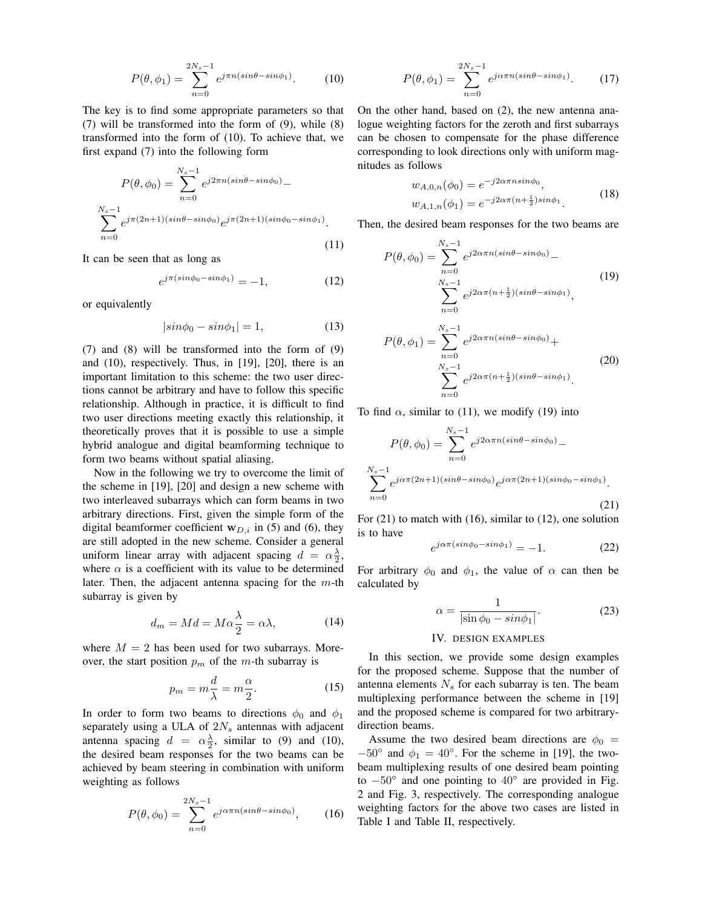$$P(\theta,\phi_1)=\sum_{n=0}^{2N_s-1} e^{j\pi n(sin\theta - sin\phi_1)}. \qquad (10)$$

The key is to find some appropriate parameters so that (7) will be transformed into the form of (9), while (8) transformed into the form of (10). To achieve that, we first expand (7) into the following form

$$P(\theta,\phi_0)=\sum_{n=0}^{N_s-1} e^{j2\pi n(sin\theta - sin\phi_0)} - \sum_{n=0}^{N_s-1} e^{j\pi(2n+1)(sin\theta - sin\phi_0)} e^{j\pi(2n+1)(sin\phi_0 - sin\phi_1)}. \qquad (11)$$

It can be seen that as long as

$$e^{j\pi(sin\phi_0 - sin\phi_1)}=-1, \qquad (12)$$

or equivalently

$$|sin\phi_0 - sin\phi_1|=1, \qquad (13)$$

(7) and (8) will be transformed into the form of (9) and (10), respectively. Thus, in [19], [20], there is an important limitation to this scheme: the two user directions cannot be arbitrary and have to follow this specific relationship. Although in practice, it is difficult to find two user directions meeting exactly this relationship, it theoretically proves that it is possible to use a simple hybrid analogue and digital beamforming technique to form two beams without spatial aliasing.

Now in the following we try to overcome the limit of the scheme in [19], [20] and design a new scheme with two interleaved subarrays which can form beams in two arbitrary directions. First, given the simple form of the digital beamformer coefficient $\mathbf{w}_{D,i}$ in (5) and (6), they are still adopted in the new scheme. Consider a general uniform linear array with adjacent spacing $d=\alpha\frac{\lambda}{2}$, where $\alpha$ is a coefficient with its value to be determined later. Then, the adjacent antenna spacing for the $m$-th subarray is given by

$$d_m = Md = M\alpha\frac{\lambda}{2}=\alpha\lambda, \qquad (14)$$

where $M=2$ has been used for two subarrays. Moreover, the start position $p_m$ of the $m$-th subarray is

$$p_m = m\frac{d}{\lambda}=m\frac{\alpha}{2}. \qquad (15)$$

In order to form two beams to directions $\phi_0$ and $\phi_1$ separately using a ULA of $2N_s$ antennas with adjacent antenna spacing $d=\alpha\frac{\lambda}{2}$, similar to (9) and (10), the desired beam responses for the two beams can be achieved by beam steering in combination with uniform weighting as follows

$$P(\theta,\phi_0)=\sum_{n=0}^{2N_s-1} e^{j\alpha\pi n(sin\theta - sin\phi_0)}, \qquad (16)$$

$$P(\theta,\phi_1)=\sum_{n=0}^{2N_s-1} e^{j\alpha\pi n(sin\theta - sin\phi_1)}. \qquad (17)$$

On the other hand, based on (2), the new antenna analogue weighting factors for the zeroth and first subarrays can be chosen to compensate for the phase difference corresponding to look directions only with uniform magnitudes as follows

$$\begin{aligned} w_{A,0,n}(\phi_0) &= e^{-j2\alpha\pi n sin\phi_0}, \\ w_{A,1,n}(\phi_1) &= e^{-j2\alpha\pi(n+\frac{1}{2})sin\phi_1}. \end{aligned} \qquad (18)$$

Then, the desired beam responses for the two beams are

$$P(\theta,\phi_0)=\sum_{n=0}^{N_s-1} e^{j2\alpha\pi n(sin\theta - sin\phi_0)} - \sum_{n=0}^{N_s-1} e^{j2\alpha\pi(n+\frac{1}{2})(sin\theta - sin\phi_1)}, \qquad (19)$$

$$P(\theta,\phi_1)=\sum_{n=0}^{N_s-1} e^{j2\alpha\pi n(sin\theta - sin\phi_0)} + \sum_{n=0}^{N_s-1} e^{j2\alpha\pi(n+\frac{1}{2})(sin\theta - sin\phi_1)}. \qquad (20)$$

To find $\alpha$, similar to (11), we modify (19) into

$$P(\theta,\phi_0)=\sum_{n=0}^{N_s-1} e^{j2\alpha\pi n(sin\theta - sin\phi_0)} - \sum_{n=0}^{N_s-1} e^{j\alpha\pi(2n+1)(sin\theta - sin\phi_0)} e^{j\alpha\pi(2n+1)(sin\phi_0 - sin\phi_1)}. \qquad (21)$$

For (21) to match with (16), similar to (12), one solution is to have

$$e^{j\alpha\pi(sin\phi_0 - sin\phi_1)}=-1. \qquad (22)$$

For arbitrary $\phi_0$ and $\phi_1$, the value of $\alpha$ can then be calculated by

$$\alpha=\frac{1}{|\sin\phi_0 - sin\phi_1|}. \qquad (23)$$

## IV. Design Examples

In this section, we provide some design examples for the proposed scheme. Suppose that the number of antenna elements $N_s$ for each subarray is ten. The beam multiplexing performance between the scheme in [19] and the proposed scheme is compared for two arbitrary-direction beams.

Assume the two desired beam directions are $\phi_0 = -50^\circ$ and $\phi_1 = 40^\circ$. For the scheme in [19], the two-beam multiplexing results of one desired beam pointing to $-50^\circ$ and one pointing to $40^\circ$ are provided in Fig. 2 and Fig. 3, respectively. The corresponding analogue weighting factors for the above two cases are listed in Table I and Table II, respectively.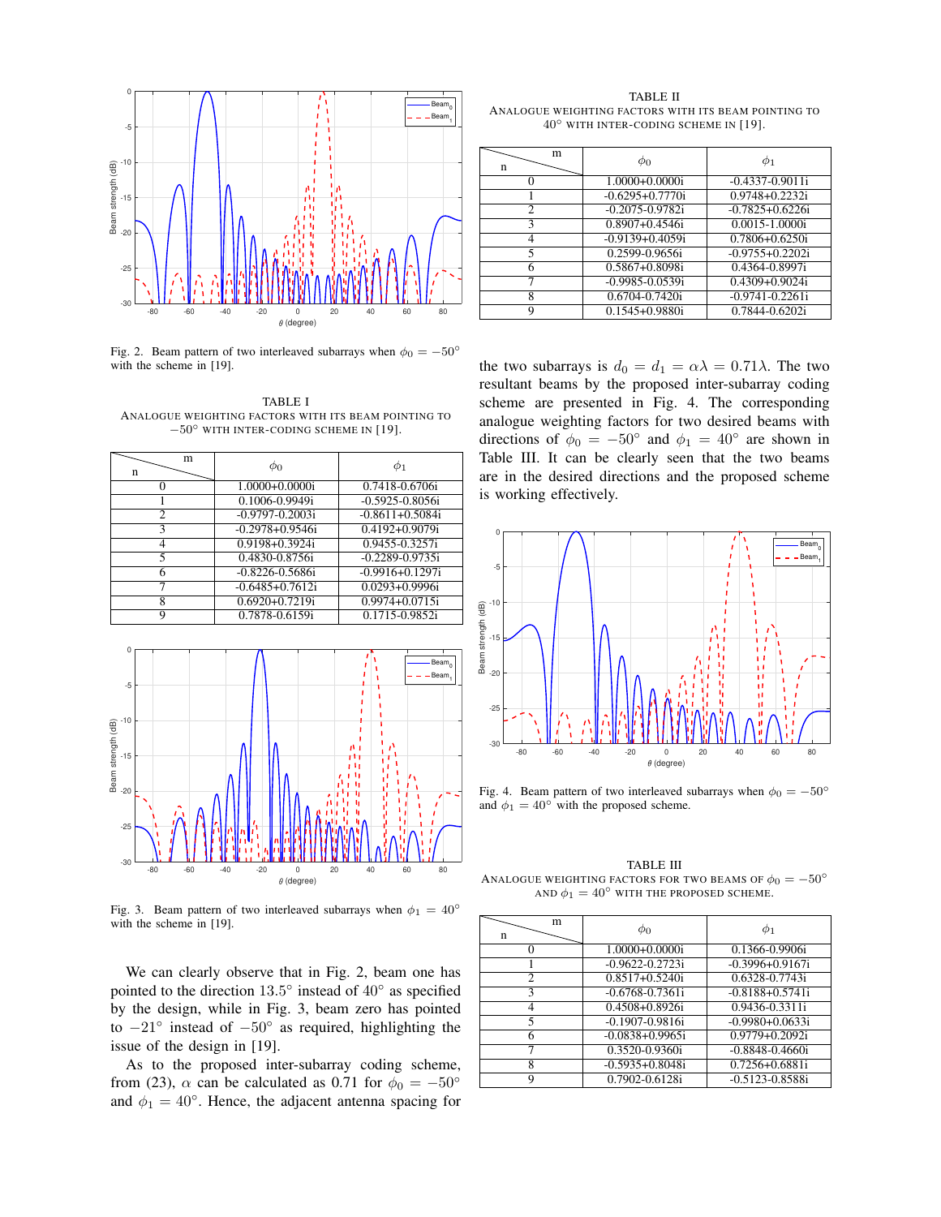Fig. 2. Beam pattern of two interleaved subarrays when $\phi_0 = -50°$ with the scheme in [19].

TABLE I
ANALOGUE WEIGHTING FACTORS WITH ITS BEAM POINTING TO $-50°$ WITH INTER-CODING SCHEME IN [19].

| n \ m | $\phi_0$ | $\phi_1$ |
|---|---|---|
| 0 | 1.0000+0.0000i | 0.7418-0.6706i |
| 1 | 0.1006-0.9949i | -0.5925-0.8056i |
| 2 | -0.9797-0.2003i | -0.8611+0.5084i |
| 3 | -0.2978+0.9546i | 0.4192+0.9079i |
| 4 | 0.9198+0.3924i | 0.9455-0.3257i |
| 5 | 0.4830-0.8756i | -0.2289-0.9735i |
| 6 | -0.8226-0.5686i | -0.9916+0.1297i |
| 7 | -0.6485+0.7612i | 0.0293+0.9996i |
| 8 | 0.6920+0.7219i | 0.9974+0.0715i |
| 9 | 0.7878-0.6159i | 0.1715-0.9852i |

Fig. 3. Beam pattern of two interleaved subarrays when $\phi_1 = 40°$ with the scheme in [19].

We can clearly observe that in Fig. 2, beam one has pointed to the direction $13.5°$ instead of $40°$ as specified by the design, while in Fig. 3, beam zero has pointed to $-21°$ instead of $-50°$ as required, highlighting the issue of the design in [19].

As to the proposed inter-subarray coding scheme, from (23), $\alpha$ can be calculated as 0.71 for $\phi_0 = -50°$ and $\phi_1 = 40°$. Hence, the adjacent antenna spacing for the two subarrays is $d_0 = d_1 = \alpha\lambda = 0.71\lambda$. The two resultant beams by the proposed inter-subarray coding scheme are presented in Fig. 4. The corresponding analogue weighting factors for two desired beams with directions of $\phi_0 = -50°$ and $\phi_1 = 40°$ are shown in Table III. It can be clearly seen that the two beams are in the desired directions and the proposed scheme is working effectively.

TABLE II
ANALOGUE WEIGHTING FACTORS WITH ITS BEAM POINTING TO $40°$ WITH INTER-CODING SCHEME IN [19].

| n \ m | $\phi_0$ | $\phi_1$ |
|---|---|---|
| 0 | 1.0000+0.0000i | -0.4337-0.9011i |
| 1 | -0.6295+0.7770i | 0.9748+0.2232i |
| 2 | -0.2075-0.9782i | -0.7825+0.6226i |
| 3 | 0.8907+0.4546i | 0.0015-1.0000i |
| 4 | -0.9139+0.4059i | 0.7806+0.6250i |
| 5 | 0.2599-0.9656i | -0.9755+0.2202i |
| 6 | 0.5867+0.8098i | 0.4364-0.8997i |
| 7 | -0.9985-0.0539i | 0.4309+0.9024i |
| 8 | 0.6704-0.7420i | -0.9741-0.2261i |
| 9 | 0.1545+0.9880i | 0.7844-0.6202i |

Fig. 4. Beam pattern of two interleaved subarrays when $\phi_0 = -50°$ and $\phi_1 = 40°$ with the proposed scheme.

TABLE III
ANALOGUE WEIGHTING FACTORS FOR TWO BEAMS OF $\phi_0 = -50°$ AND $\phi_1 = 40°$ WITH THE PROPOSED SCHEME.

| n \ m | $\phi_0$ | $\phi_1$ |
|---|---|---|
| 0 | 1.0000+0.0000i | 0.1366-0.9906i |
| 1 | -0.9622-0.2723i | -0.3996+0.9167i |
| 2 | 0.8517+0.5240i | 0.6328-0.7743i |
| 3 | -0.6768-0.7361i | -0.8188+0.5741i |
| 4 | 0.4508+0.8926i | 0.9436-0.3311i |
| 5 | -0.1907-0.9816i | -0.9980+0.0633i |
| 6 | -0.0838+0.9965i | 0.9779+0.2092i |
| 7 | 0.3520-0.9360i | -0.8848-0.4660i |
| 8 | -0.5935+0.8048i | 0.7256+0.6881i |
| 9 | 0.7902-0.6128i | -0.5123-0.8588i |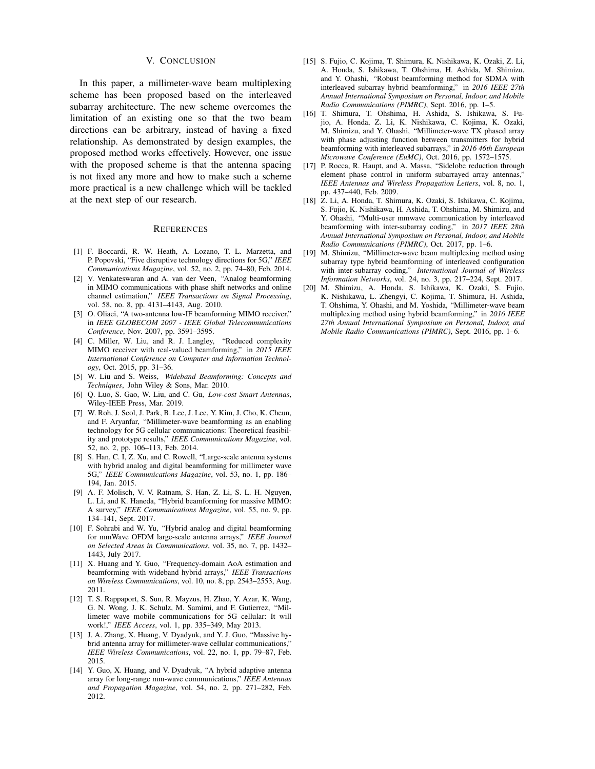## V. Conclusion

In this paper, a millimeter-wave beam multiplexing scheme has been proposed based on the interleaved subarray architecture. The new scheme overcomes the limitation of an existing one so that the two beam directions can be arbitrary, instead of having a fixed relationship. As demonstrated by design examples, the proposed method works effectively. However, one issue with the proposed scheme is that the antenna spacing is not fixed any more and how to make such a scheme more practical is a new challenge which will be tackled at the next step of our research.

## References

[1] F. Boccardi, R. W. Heath, A. Lozano, T. L. Marzetta, and P. Popovski, "Five disruptive technology directions for 5G," *IEEE Communications Magazine*, vol. 52, no. 2, pp. 74–80, Feb. 2014.

[2] V. Venkateswaran and A. van der Veen, "Analog beamforming in MIMO communications with phase shift networks and online channel estimation," *IEEE Transactions on Signal Processing*, vol. 58, no. 8, pp. 4131–4143, Aug. 2010.

[3] O. Oliaei, "A two-antenna low-IF beamforming MIMO receiver," in *IEEE GLOBECOM 2007 - IEEE Global Telecommunications Conference*, Nov. 2007, pp. 3591–3595.

[4] C. Miller, W. Liu, and R. J. Langley, "Reduced complexity MIMO receiver with real-valued beamforming," in *2015 IEEE International Conference on Computer and Information Technology*, Oct. 2015, pp. 31–36.

[5] W. Liu and S. Weiss, *Wideband Beamforming: Concepts and Techniques*, John Wiley & Sons, Mar. 2010.

[6] Q. Luo, S. Gao, W. Liu, and C. Gu, *Low-cost Smart Antennas*, Wiley-IEEE Press, Mar. 2019.

[7] W. Roh, J. Seol, J. Park, B. Lee, J. Lee, Y. Kim, J. Cho, K. Cheun, and F. Aryanfar, "Millimeter-wave beamforming as an enabling technology for 5G cellular communications: Theoretical feasibility and prototype results," *IEEE Communications Magazine*, vol. 52, no. 2, pp. 106–113, Feb. 2014.

[8] S. Han, C. I, Z. Xu, and C. Rowell, "Large-scale antenna systems with hybrid analog and digital beamforming for millimeter wave 5G," *IEEE Communications Magazine*, vol. 53, no. 1, pp. 186–194, Jan. 2015.

[9] A. F. Molisch, V. V. Ratnam, S. Han, Z. Li, S. L. H. Nguyen, L. Li, and K. Haneda, "Hybrid beamforming for massive MIMO: A survey," *IEEE Communications Magazine*, vol. 55, no. 9, pp. 134–141, Sept. 2017.

[10] F. Sohrabi and W. Yu, "Hybrid analog and digital beamforming for mmWave OFDM large-scale antenna arrays," *IEEE Journal on Selected Areas in Communications*, vol. 35, no. 7, pp. 1432–1443, July 2017.

[11] X. Huang and Y. Guo, "Frequency-domain AoA estimation and beamforming with wideband hybrid arrays," *IEEE Transactions on Wireless Communications*, vol. 10, no. 8, pp. 2543–2553, Aug. 2011.

[12] T. S. Rappaport, S. Sun, R. Mayzus, H. Zhao, Y. Azar, K. Wang, G. N. Wong, J. K. Schulz, M. Samimi, and F. Gutierrez, "Millimeter wave mobile communications for 5G cellular: It will work!," *IEEE Access*, vol. 1, pp. 335–349, May 2013.

[13] J. A. Zhang, X. Huang, V. Dyadyuk, and Y. J. Guo, "Massive hybrid antenna array for millimeter-wave cellular communications," *IEEE Wireless Communications*, vol. 22, no. 1, pp. 79–87, Feb. 2015.

[14] Y. Guo, X. Huang, and V. Dyadyuk, "A hybrid adaptive antenna array for long-range mm-wave communications," *IEEE Antennas and Propagation Magazine*, vol. 54, no. 2, pp. 271–282, Feb. 2012.

[15] S. Fujio, C. Kojima, T. Shimura, K. Nishikawa, K. Ozaki, Z. Li, A. Honda, S. Ishikawa, T. Ohshima, H. Ashida, M. Shimizu, and Y. Ohashi, "Robust beamforming method for SDMA with interleaved subarray hybrid beamforming," in *2016 IEEE 27th Annual International Symposium on Personal, Indoor, and Mobile Radio Communications (PIMRC)*, Sept. 2016, pp. 1–5.

[16] T. Shimura, T. Ohshima, H. Ashida, S. Ishikawa, S. Fujio, A. Honda, Z. Li, K. Nishikawa, C. Kojima, K. Ozaki, M. Shimizu, and Y. Ohashi, "Millimeter-wave TX phased array with phase adjusting function between transmitters for hybrid beamforming with interleaved subarrays," in *2016 46th European Microwave Conference (EuMC)*, Oct. 2016, pp. 1572–1575.

[17] P. Rocca, R. Haupt, and A. Massa, "Sidelobe reduction through element phase control in uniform subarrayed array antennas," *IEEE Antennas and Wireless Propagation Letters*, vol. 8, no. 1, pp. 437–440, Feb. 2009.

[18] Z. Li, A. Honda, T. Shimura, K. Ozaki, S. Ishikawa, C. Kojima, S. Fujio, K. Nishikawa, H. Ashida, T. Ohshima, M. Shimizu, and Y. Ohashi, "Multi-user mmwave communication by interleaved beamforming with inter-subarray coding," in *2017 IEEE 28th Annual International Symposium on Personal, Indoor, and Mobile Radio Communications (PIMRC)*, Oct. 2017, pp. 1–6.

[19] M. Shimizu, "Millimeter-wave beam multiplexing method using subarray type hybrid beamforming of interleaved configuration with inter-subarray coding," *International Journal of Wireless Information Networks*, vol. 24, no. 3, pp. 217–224, Sept. 2017.

[20] M. Shimizu, A. Honda, S. Ishikawa, K. Ozaki, S. Fujio, K. Nishikawa, L. Zhengyi, C. Kojima, T. Shimura, H. Ashida, T. Ohshima, Y. Ohashi, and M. Yoshida, "Millimeter-wave beam multiplexing method using hybrid beamforming," in *2016 IEEE 27th Annual International Symposium on Personal, Indoor, and Mobile Radio Communications (PIMRC)*, Sept. 2016, pp. 1–6.